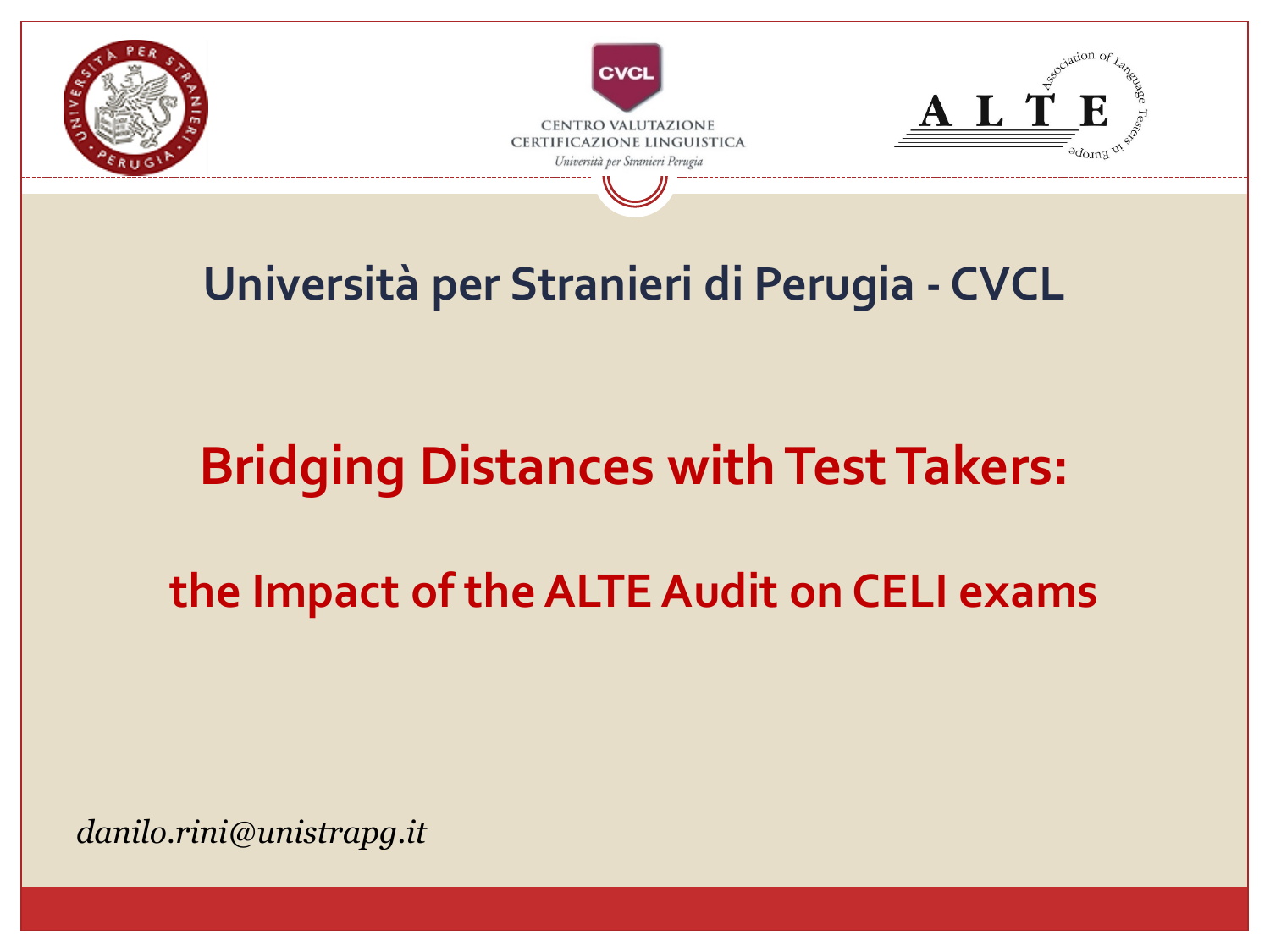CENTRO VALUTAZIONE CERTIFICAZIONE LINGUISTICA
*Università per Stranieri Perugia*

# Università per Stranieri di Perugia - CVCL

## Bridging Distances with Test Takers:

## the Impact of the ALTE Audit on CELI exams

*danilo.rini@unistrapg.it*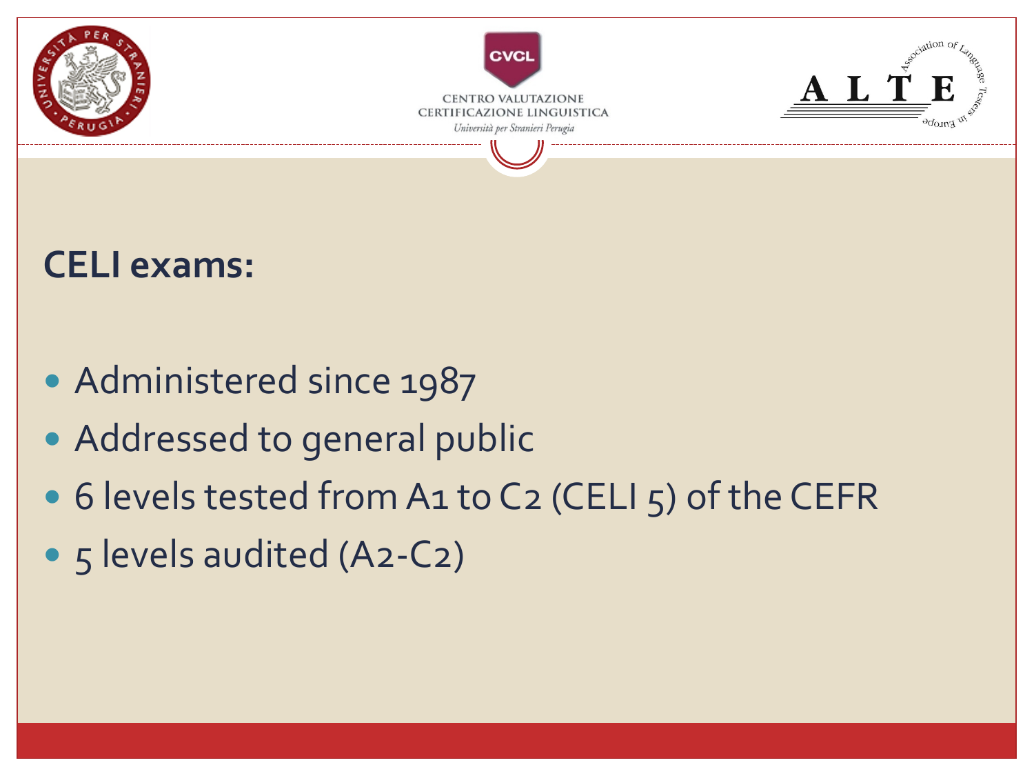## CELI exams:

- Administered since 1987
- Addressed to general public
- 6 levels tested from A1 to C2 (CELI 5) of the CEFR
- 5 levels audited (A2-C2)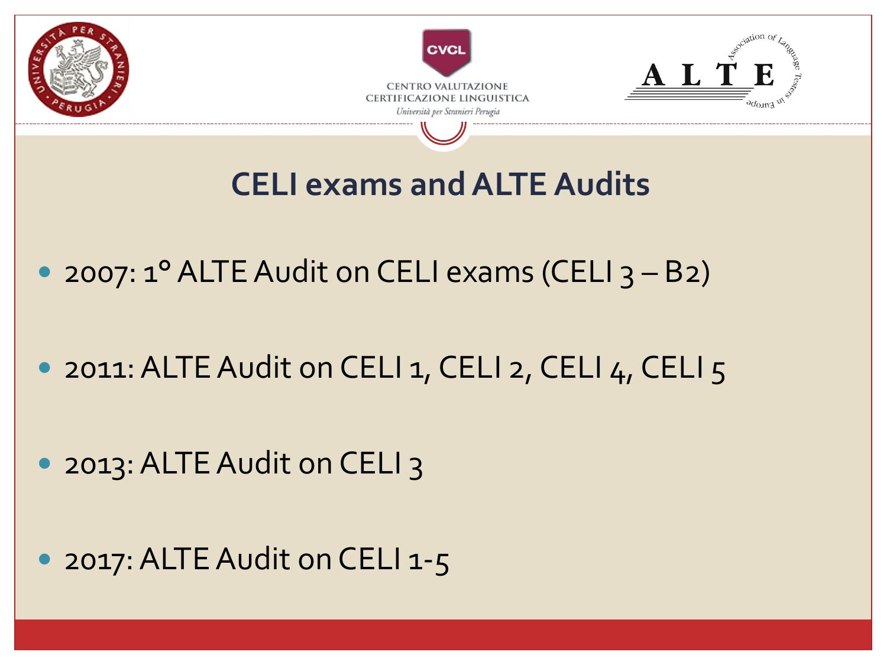# CELI exams and ALTE Audits

- 2007: 1° ALTE Audit on CELI exams (CELI 3 – B2)
- 2011: ALTE Audit on CELI 1, CELI 2, CELI 4, CELI 5
- 2013: ALTE Audit on CELI 3
- 2017: ALTE Audit on CELI 1-5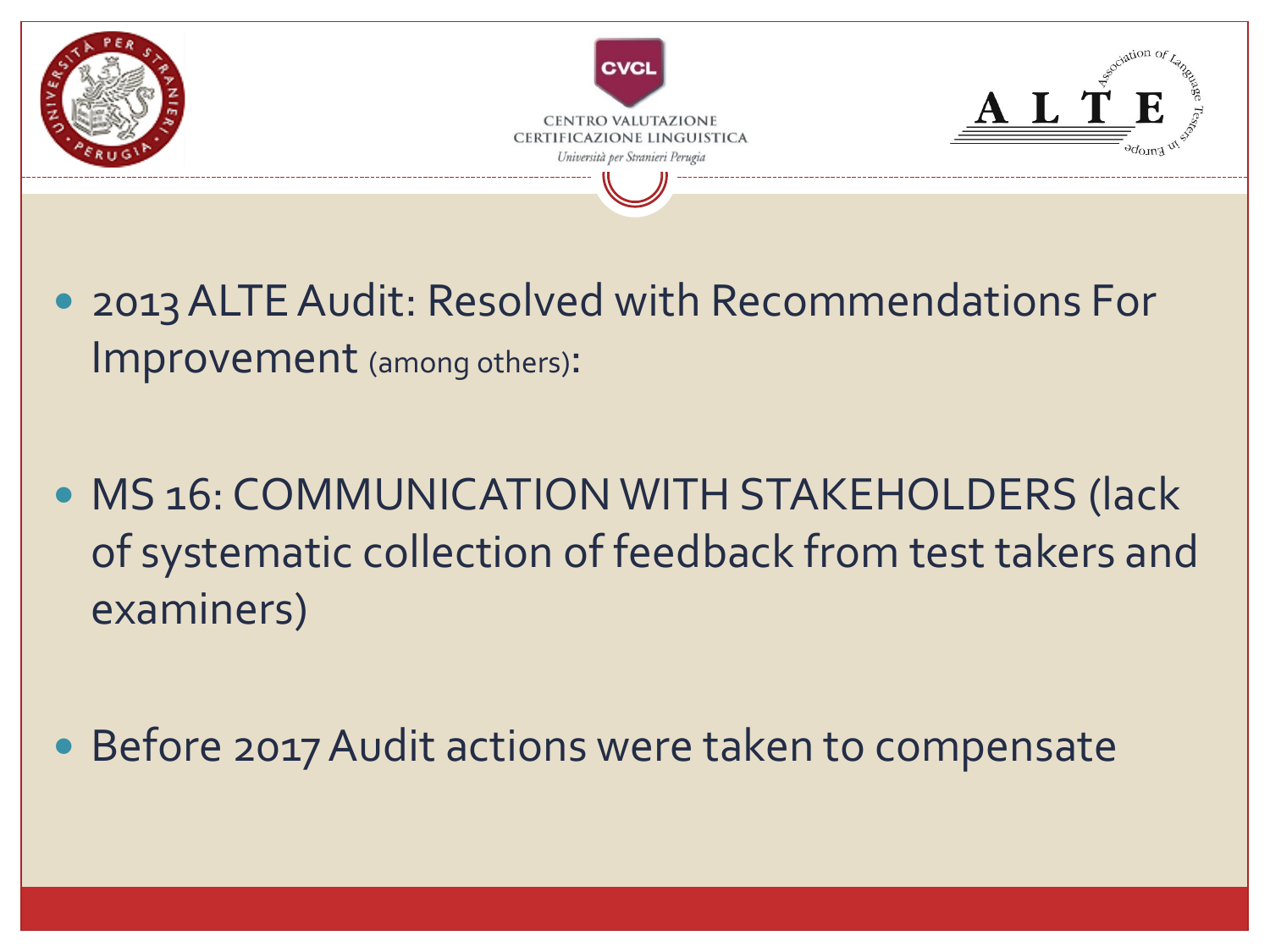- 2013 ALTE Audit: Resolved with Recommendations For Improvement (among others):

- MS 16: COMMUNICATION WITH STAKEHOLDERS (lack of systematic collection of feedback from test takers and examiners)

- Before 2017 Audit actions were taken to compensate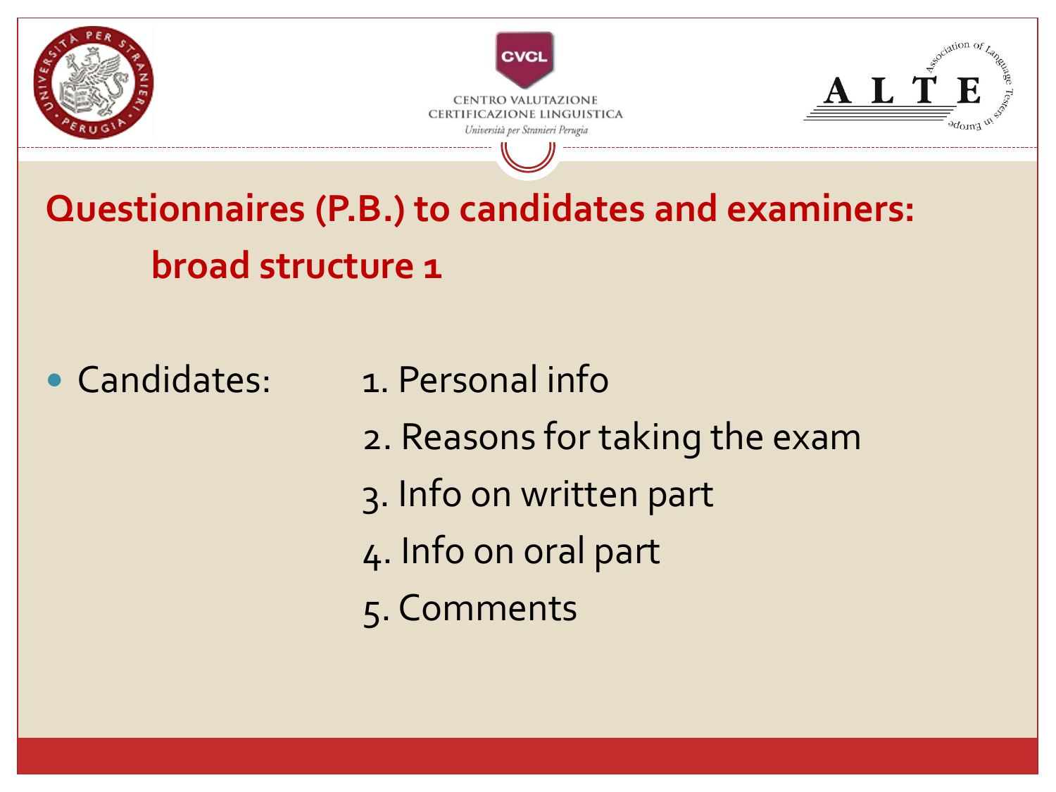## Questionnaires (P.B.) to candidates and examiners: broad structure 1

- Candidates:
  1. Personal info
  2. Reasons for taking the exam
  3. Info on written part
  4. Info on oral part
  5. Comments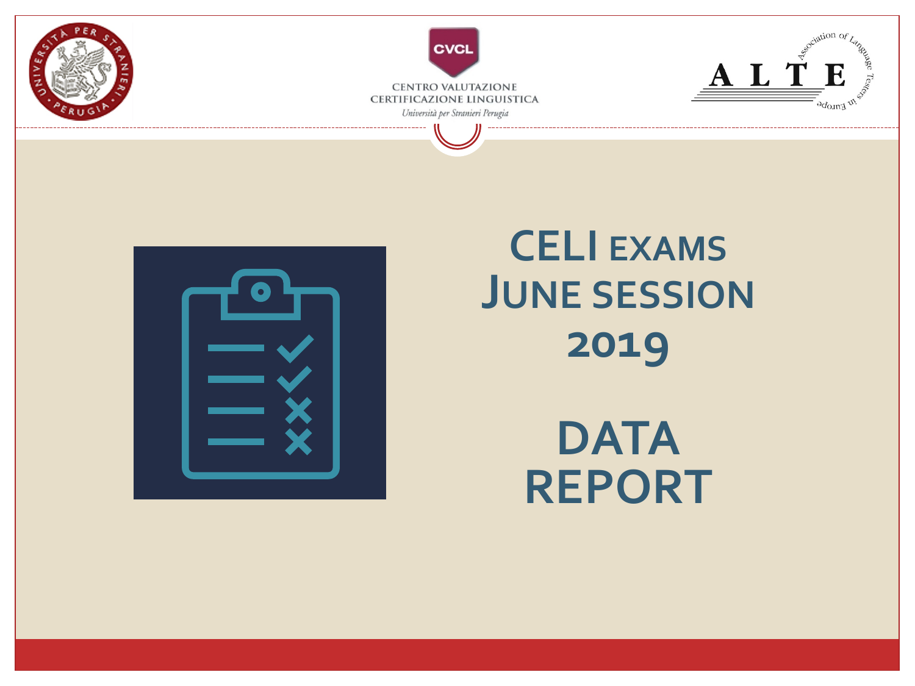CENTRO VALUTAZIONE CERTIFICAZIONE LINGUISTICA

Università per Stranieri Perugia

# CELI EXAMS JUNE SESSION 2019

# DATA REPORT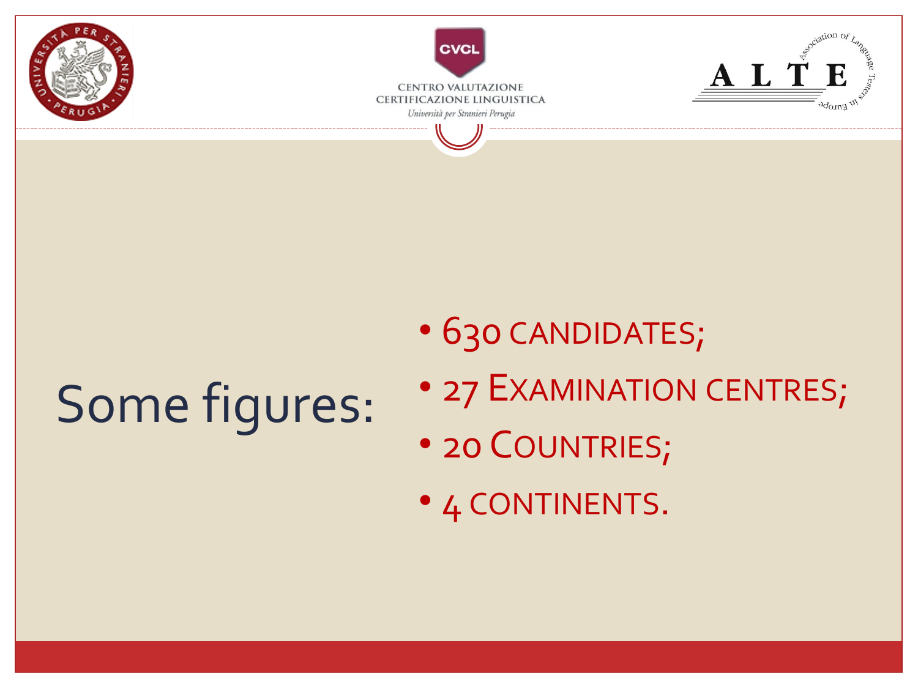# Some figures:

- 630 CANDIDATES;
- 27 EXAMINATION CENTRES;
- 20 COUNTRIES;
- 4 CONTINENTS.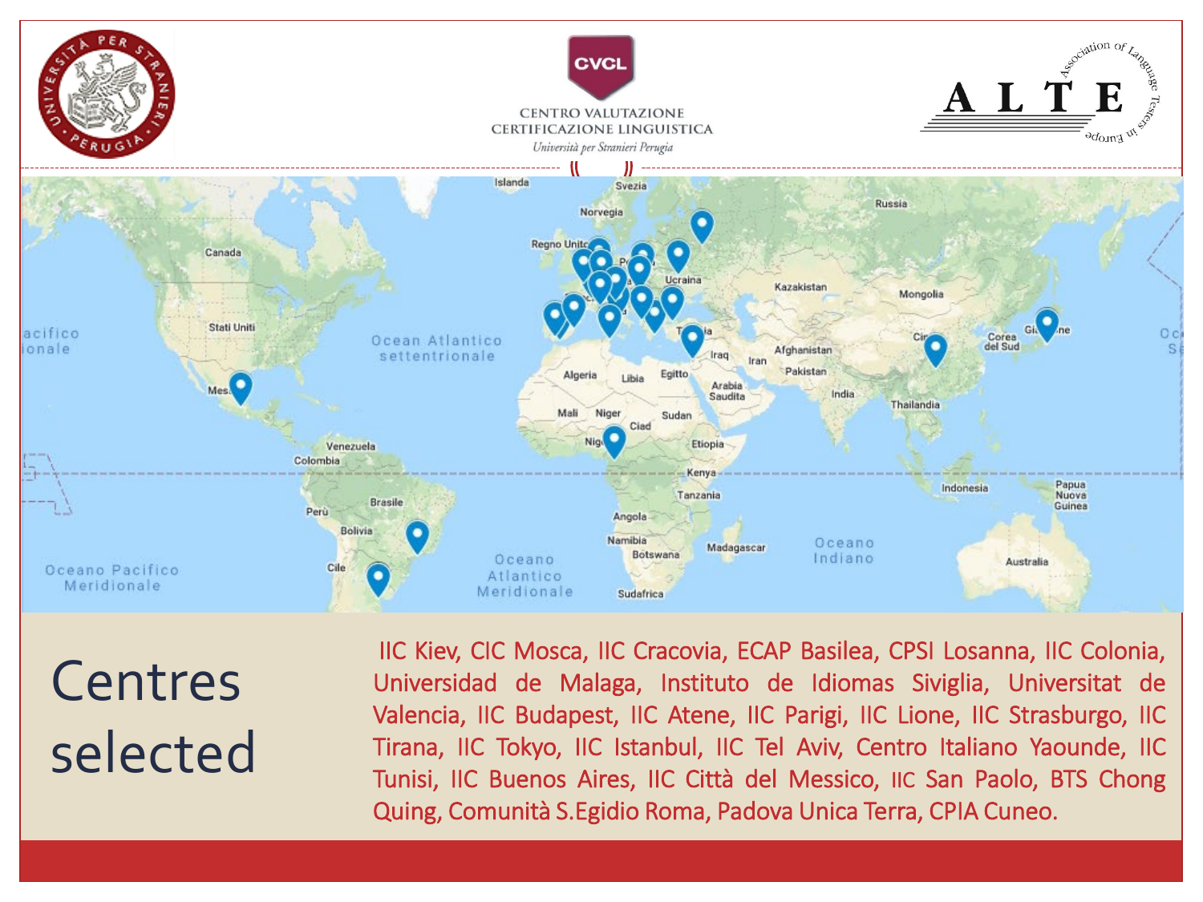# Centres selected

IIC Kiev, CIC Mosca, IIC Cracovia, ECAP Basilea, CPSI Losanna, IIC Colonia, Universidad de Malaga, Instituto de Idiomas Siviglia, Universitat de Valencia, IIC Budapest, IIC Atene, IIC Parigi, IIC Lione, IIC Strasburgo, IIC Tirana, IIC Tokyo, IIC Istanbul, IIC Tel Aviv, Centro Italiano Yaounde, IIC Tunisi, IIC Buenos Aires, IIC Città del Messico, IIC San Paolo, BTS Chong Quing, Comunità S.Egidio Roma, Padova Unica Terra, CPIA Cuneo.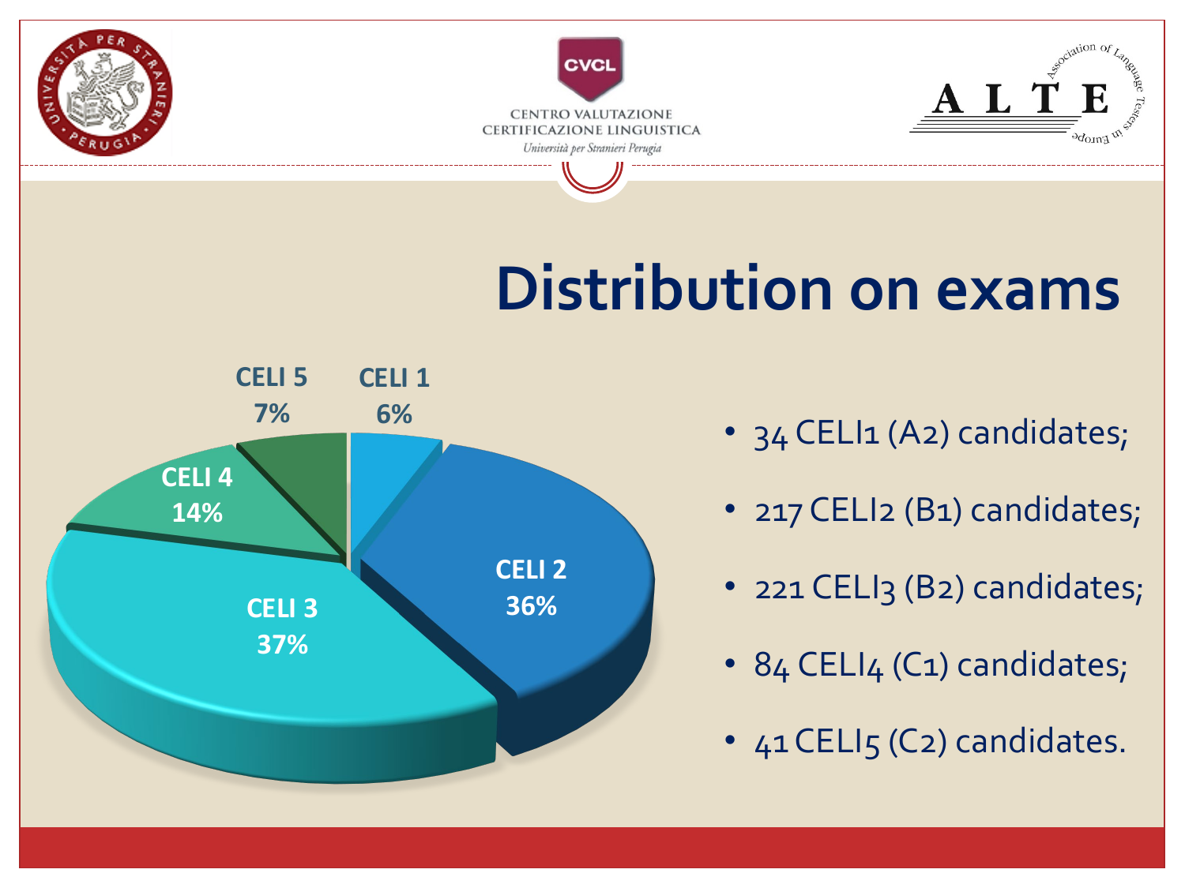# Distribution on exams

CELI 5 7%
CELI 1 6%
CELI 4 14%
CELI 2 36%
CELI 3 37%

- 34 CELI1 (A2) candidates;
- 217 CELI2 (B1) candidates;
- 221 CELI3 (B2) candidates;
- 84 CELI4 (C1) candidates;
- 41 CELI5 (C2) candidates.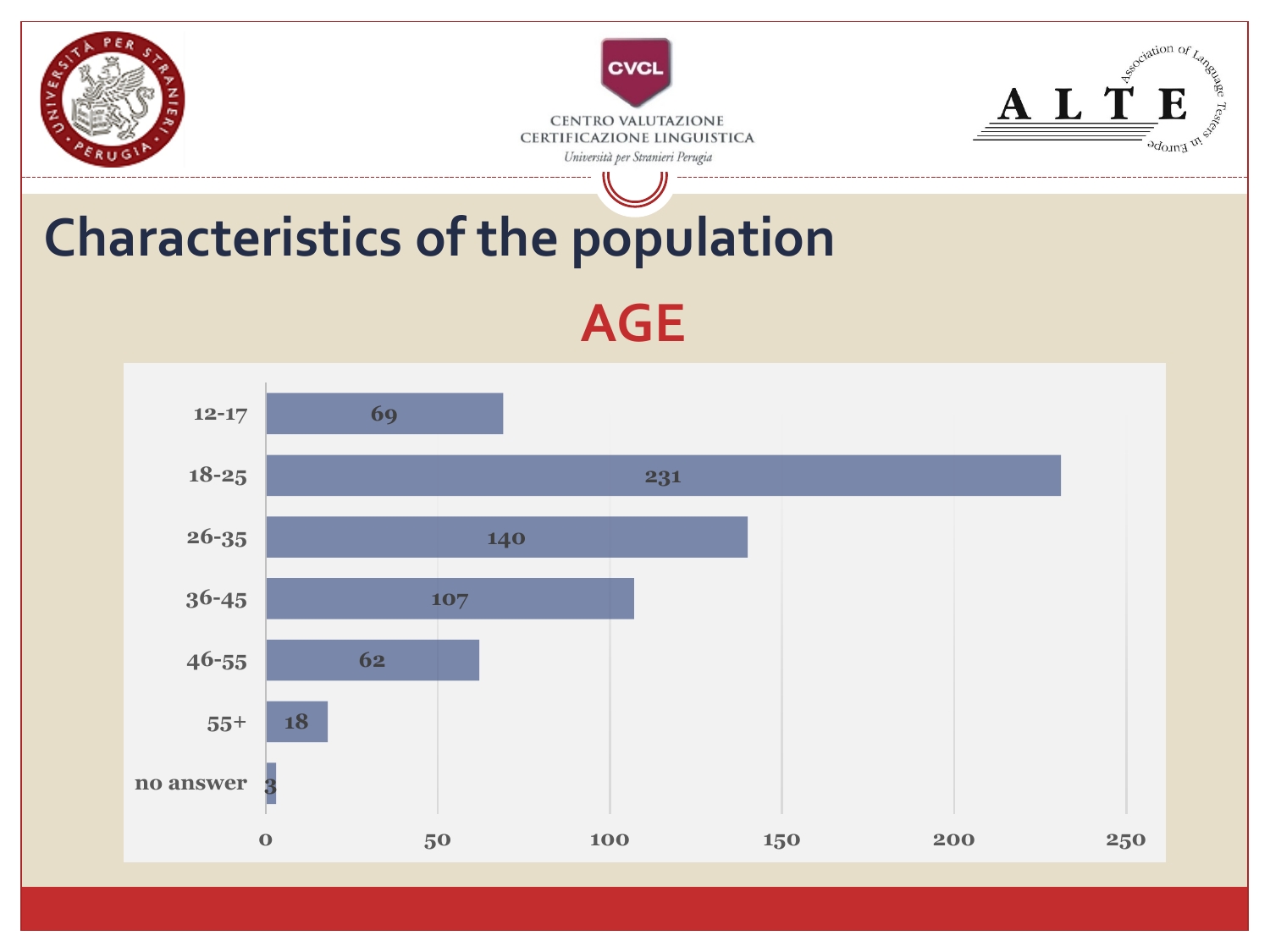# Characteristics of the population

## AGE

| Age | Count |
|---|---|
| 12-17 | 69 |
| 18-25 | 231 |
| 26-35 | 140 |
| 36-45 | 107 |
| 46-55 | 62 |
| 55+ | 18 |
| no answer | 3 |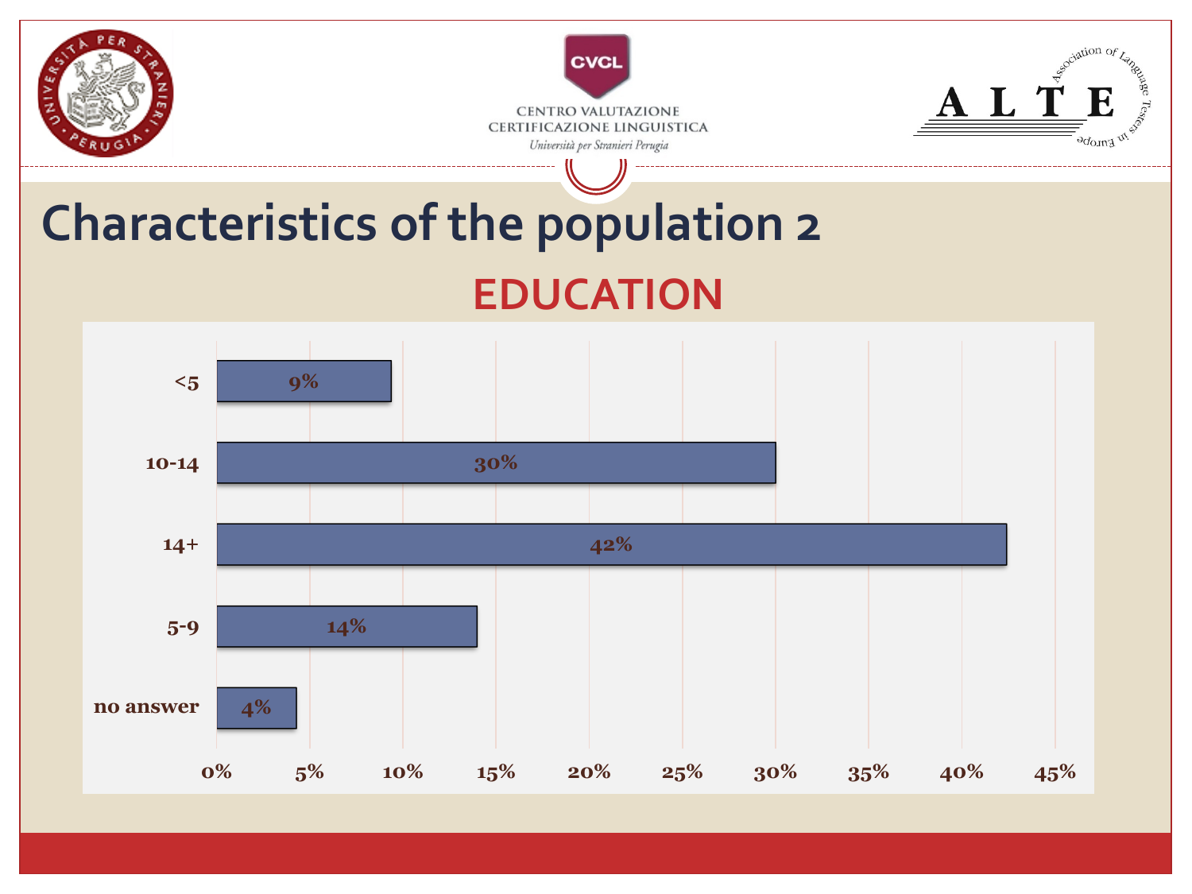# Characteristics of the population 2

## EDUCATION

| Education | Percentage |
| --- | --- |
| <5 | 9% |
| 10-14 | 30% |
| 14+ | 42% |
| 5-9 | 14% |
| no answer | 4% |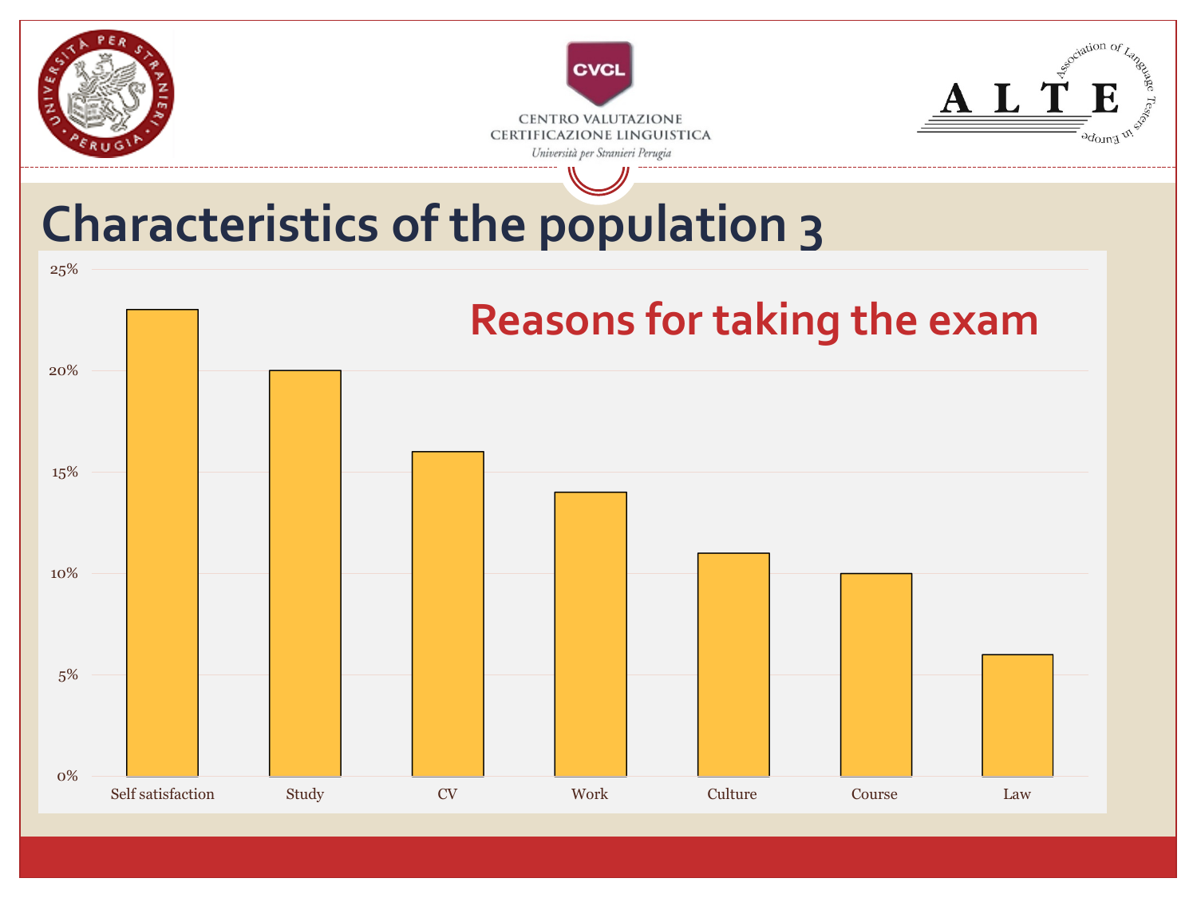# Characteristics of the population 3

## Reasons for taking the exam

| Reason | Percentage |
|---|---|
| Self satisfaction | 23% |
| Study | 20% |
| CV | 16% |
| Work | 14% |
| Culture | 11% |
| Course | 10% |
| Law | 6% |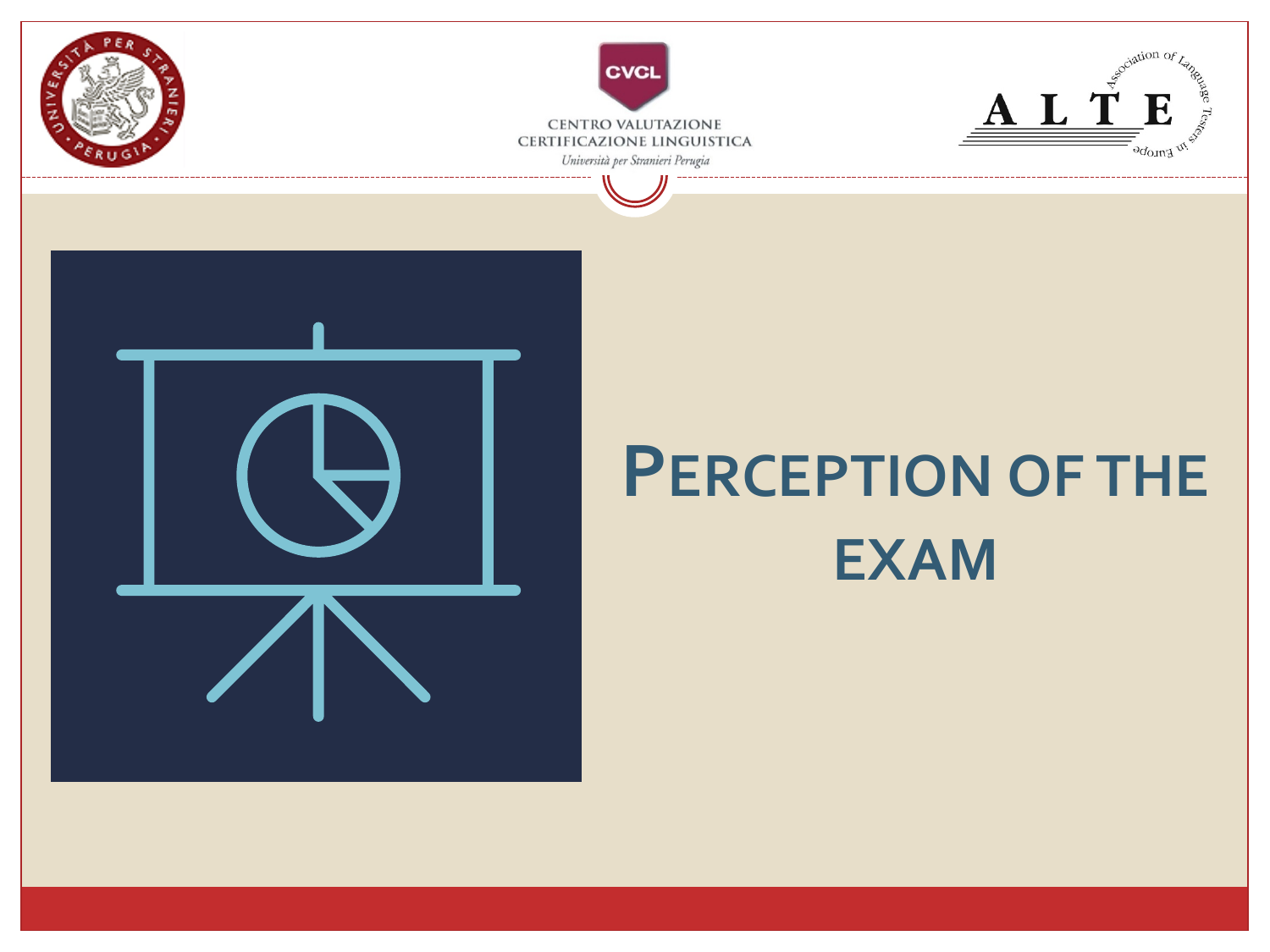# PERCEPTION OF THE EXAM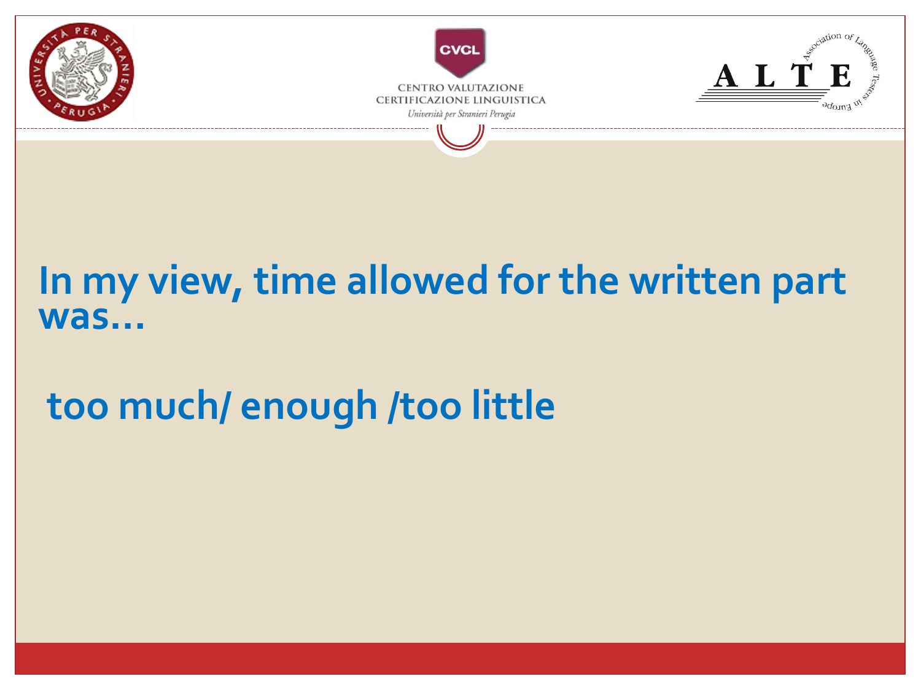In my view, time allowed for the written part was…

too much/ enough /too little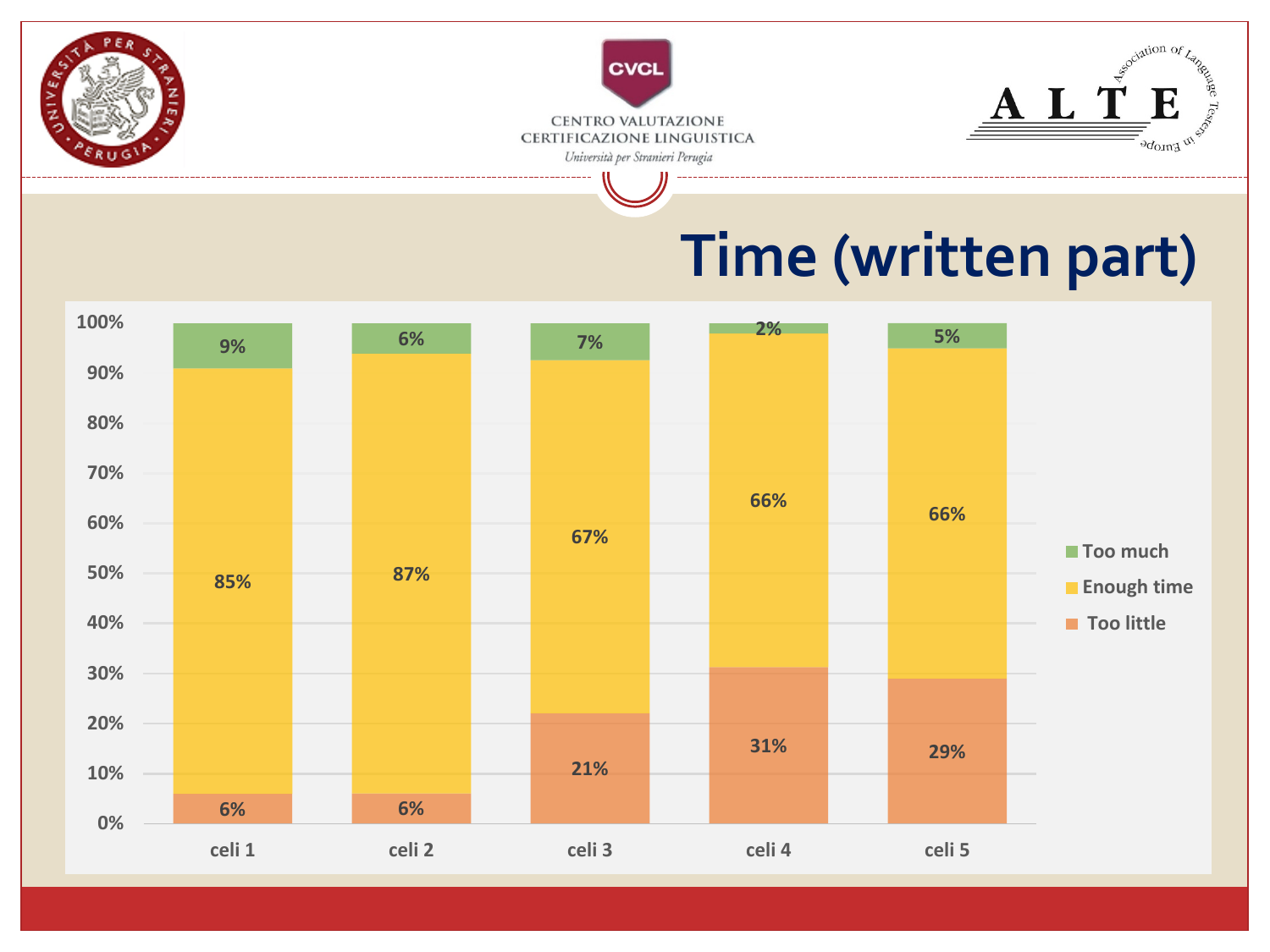# Time (written part)

| | Too little | Enough time | Too much |
|---|---|---|---|
| celi 1 | 6% | 85% | 9% |
| celi 2 | 6% | 87% | 6% |
| celi 3 | 21% | 67% | 7% |
| celi 4 | 31% | 66% | 2% |
| celi 5 | 29% | 66% | 5% |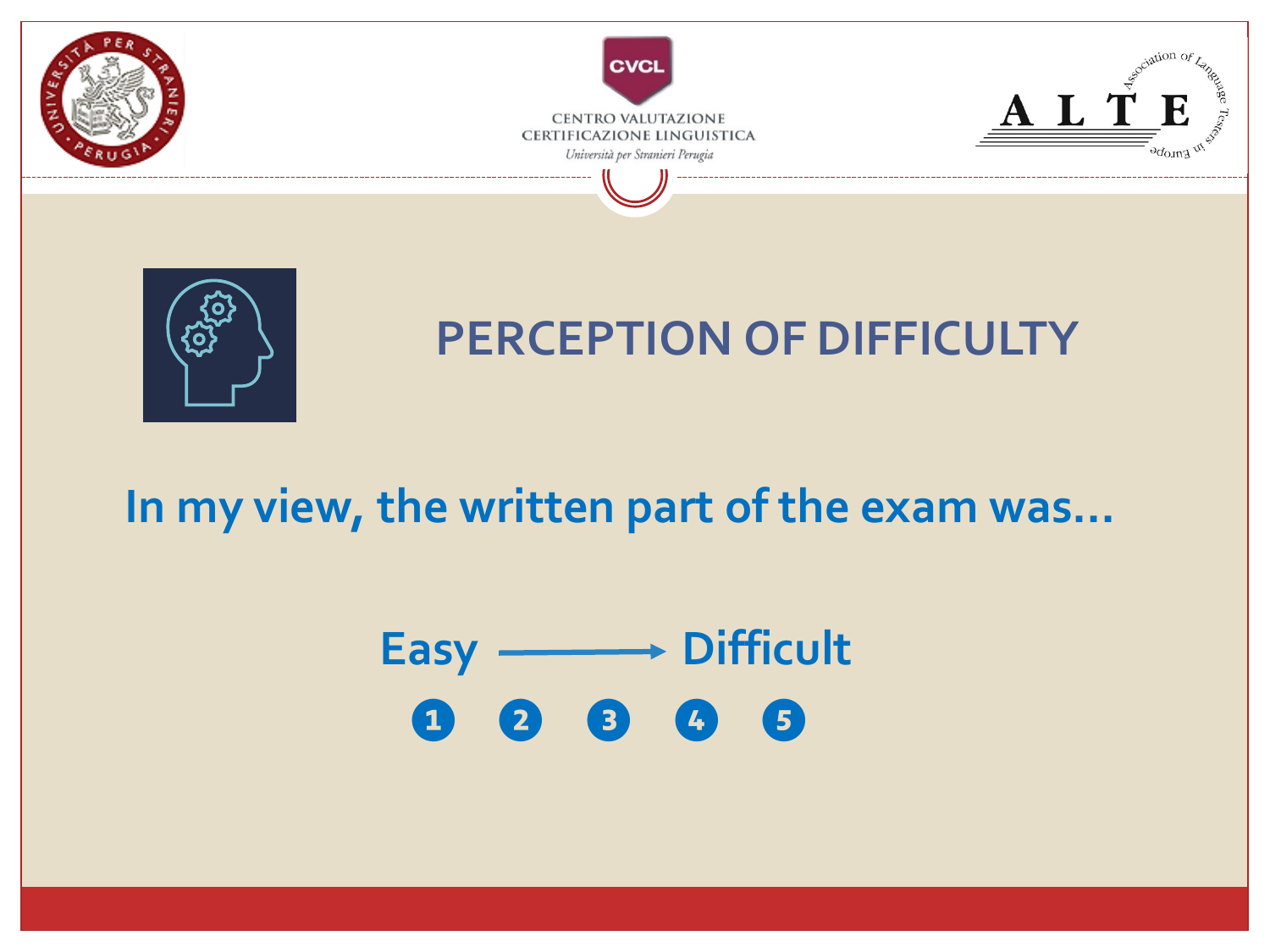# PERCEPTION OF DIFFICULTY

**In my view, the written part of the exam was…**

**Easy ⟶ Difficult**

1 2 3 4 5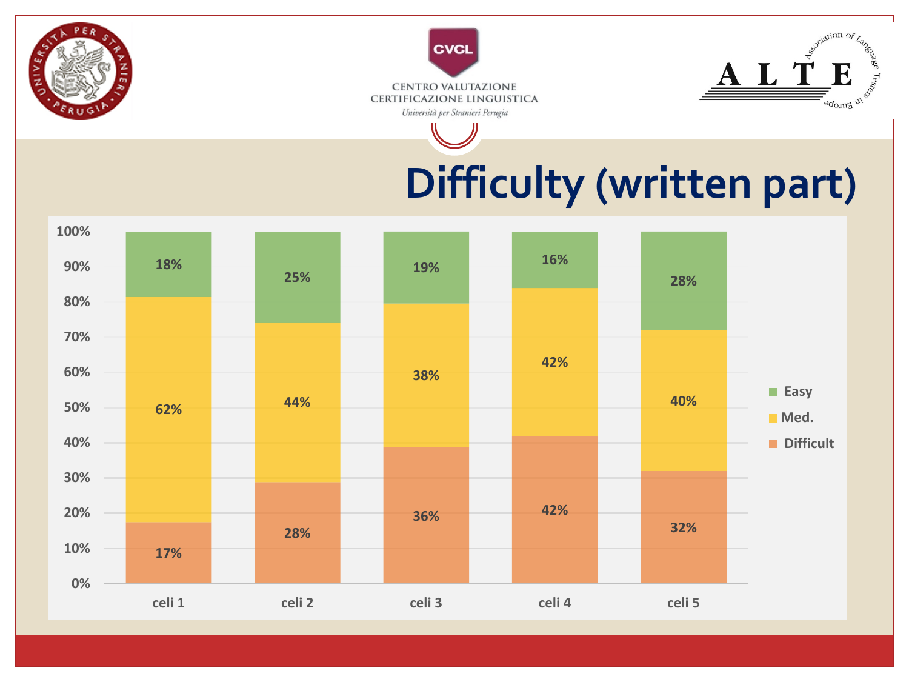# Difficulty (written part)

| | celi 1 | celi 2 | celi 3 | celi 4 | celi 5 |
|---|---|---|---|---|---|
| Easy | 18% | 25% | 19% | 16% | 28% |
| Med. | 62% | 44% | 38% | 42% | 40% |
| Difficult | 17% | 28% | 36% | 42% | 32% |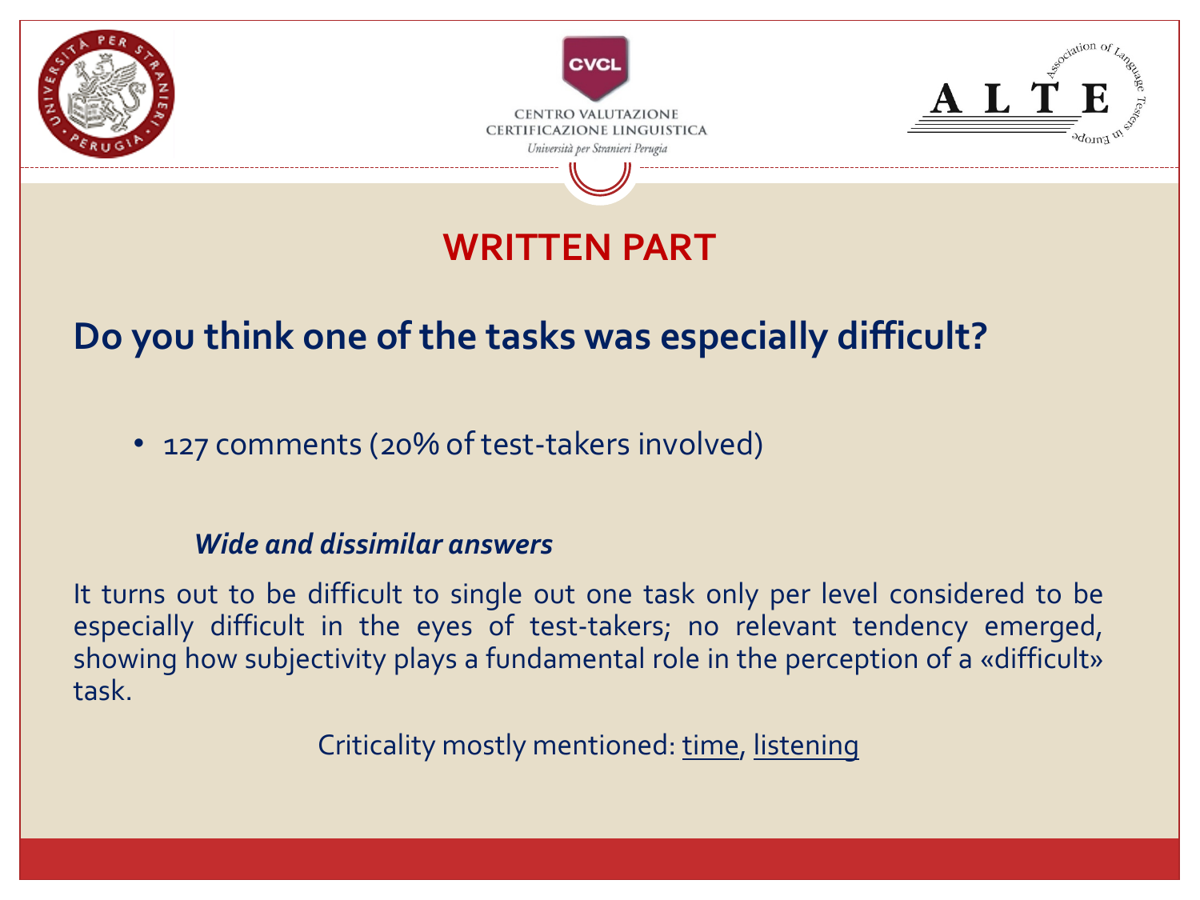# WRITTEN PART

## Do you think one of the tasks was especially difficult?

- 127 comments (20% of test-takers involved)

***Wide and dissimilar answers***

It turns out to be difficult to single out one task only per level considered to be especially difficult in the eyes of test-takers; no relevant tendency emerged, showing how subjectivity plays a fundamental role in the perception of a «difficult» task.

Criticality mostly mentioned: <u>time</u>, <u>listening</u>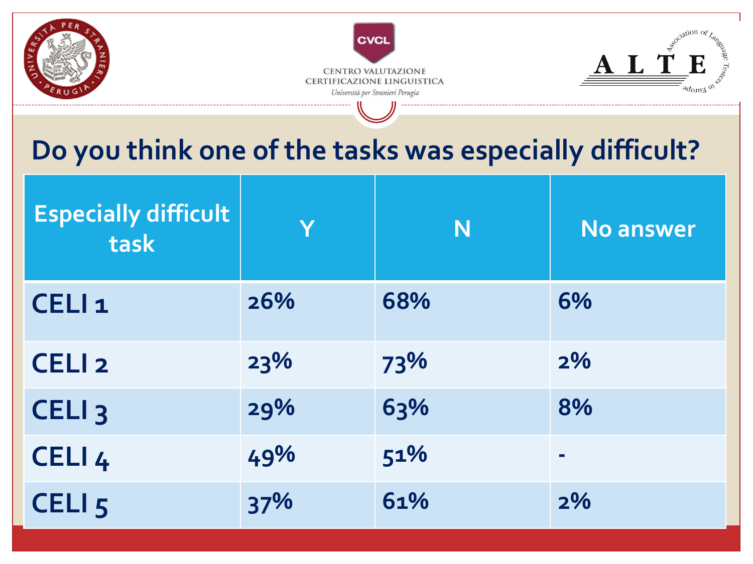# Do you think one of the tasks was especially difficult?

| Especially difficult task | Y | N | No answer |
|---|---|---|---|
| CELI 1 | 26% | 68% | 6% |
| CELI 2 | 23% | 73% | 2% |
| CELI 3 | 29% | 63% | 8% |
| CELI 4 | 49% | 51% | - |
| CELI 5 | 37% | 61% | 2% |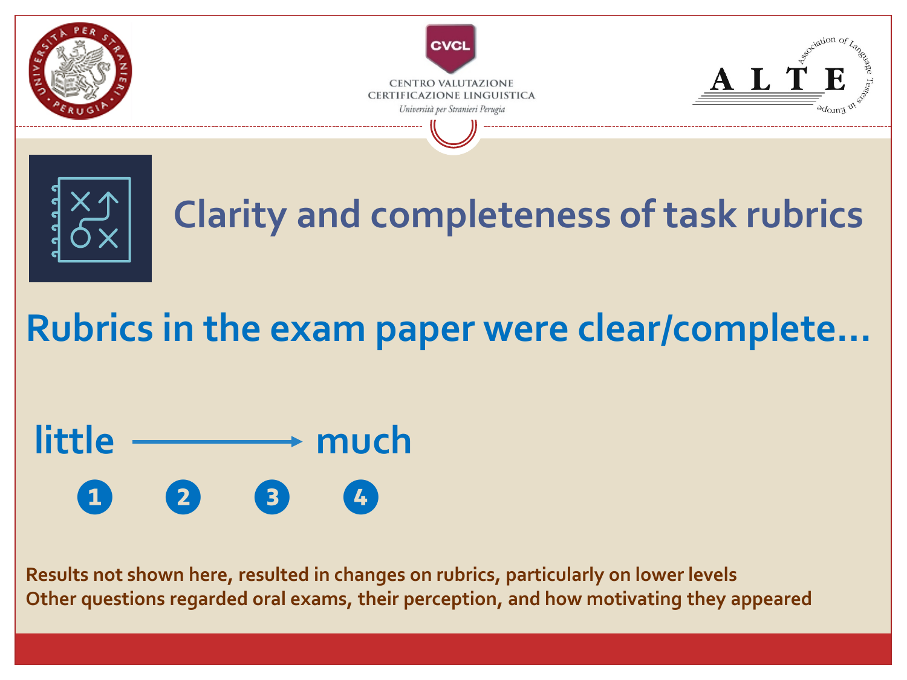# Clarity and completeness of task rubrics

## Rubrics in the exam paper were clear/complete…

little → much

1 2 3 4

Results not shown here, resulted in changes on rubrics, particularly on lower levels
Other questions regarded oral exams, their perception, and how motivating they appeared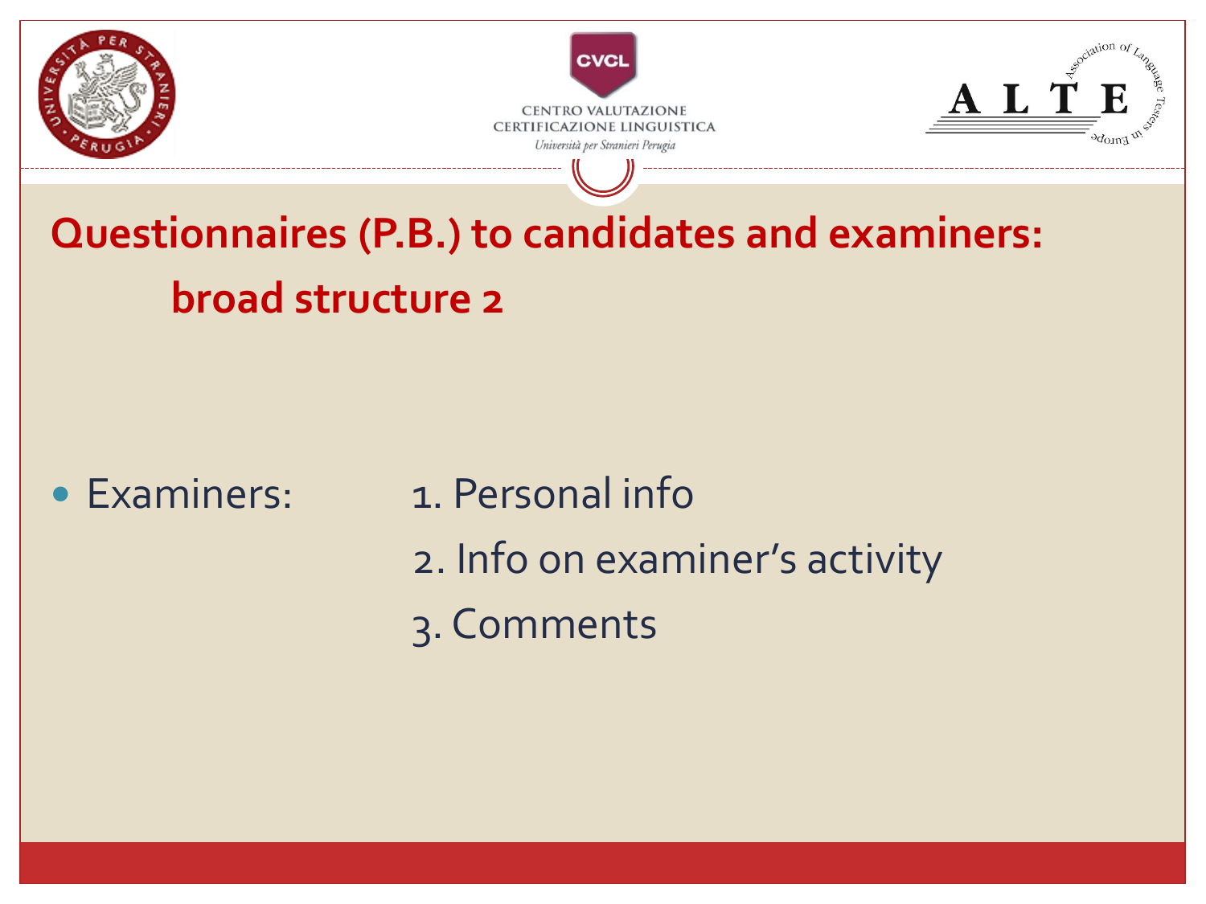## Questionnaires (P.B.) to candidates and examiners: broad structure 2

- Examiners:
  1. Personal info
  2. Info on examiner's activity
  3. Comments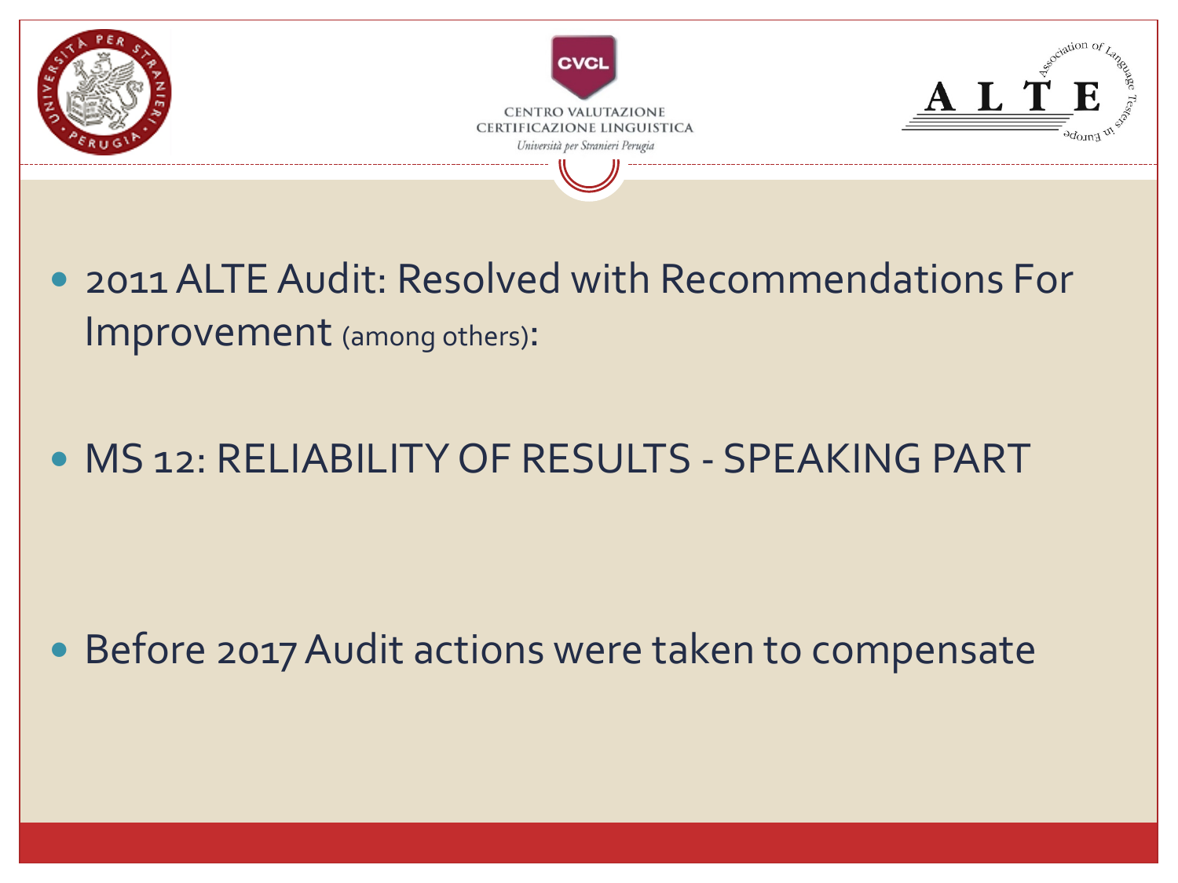- 2011 ALTE Audit: Resolved with Recommendations For Improvement (among others):

- MS 12: RELIABILITY OF RESULTS - SPEAKING PART

- Before 2017 Audit actions were taken to compensate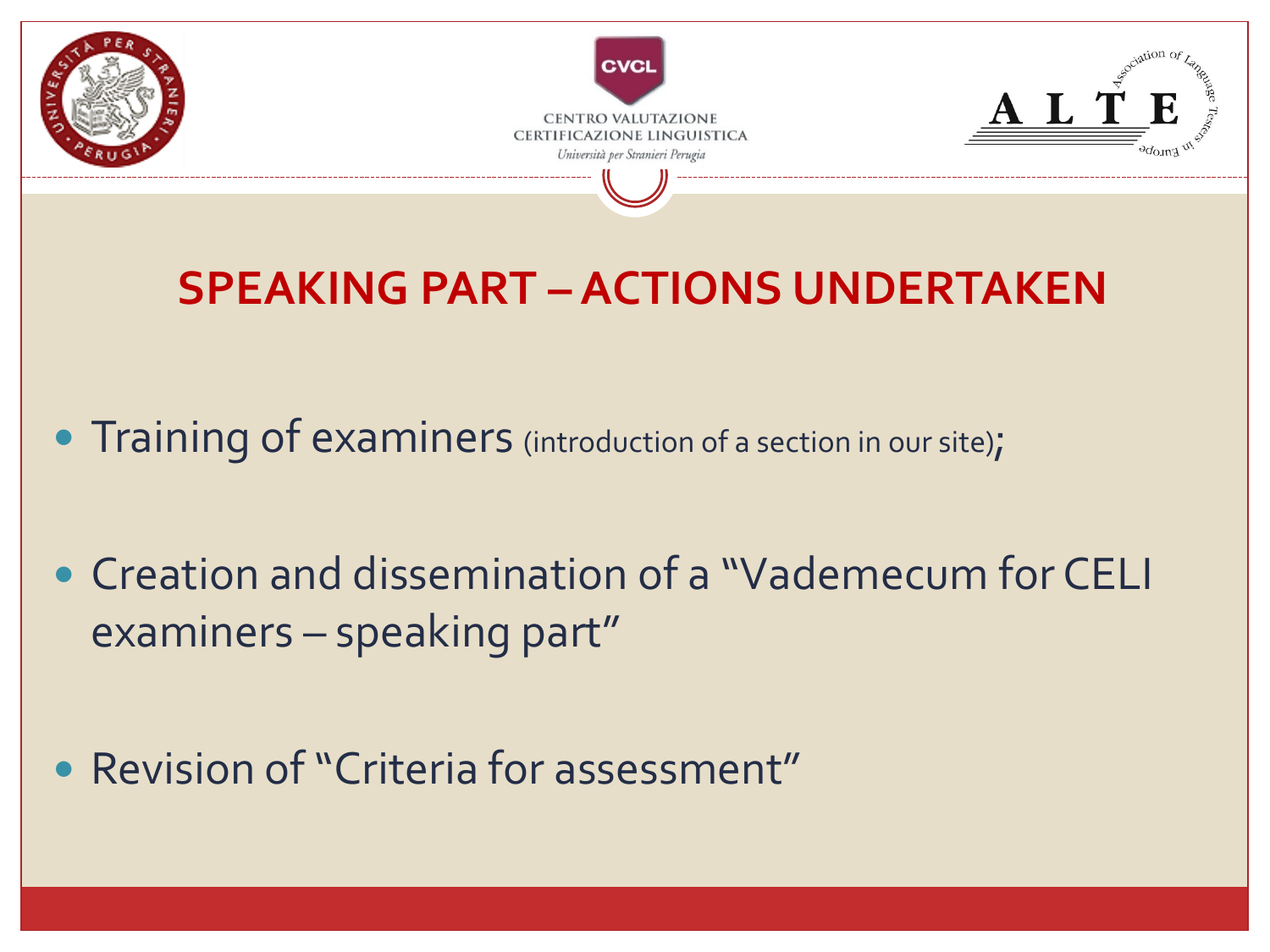# SPEAKING PART – ACTIONS UNDERTAKEN

- Training of examiners (introduction of a section in our site);
- Creation and dissemination of a "Vademecum for CELI examiners – speaking part"
- Revision of "Criteria for assessment"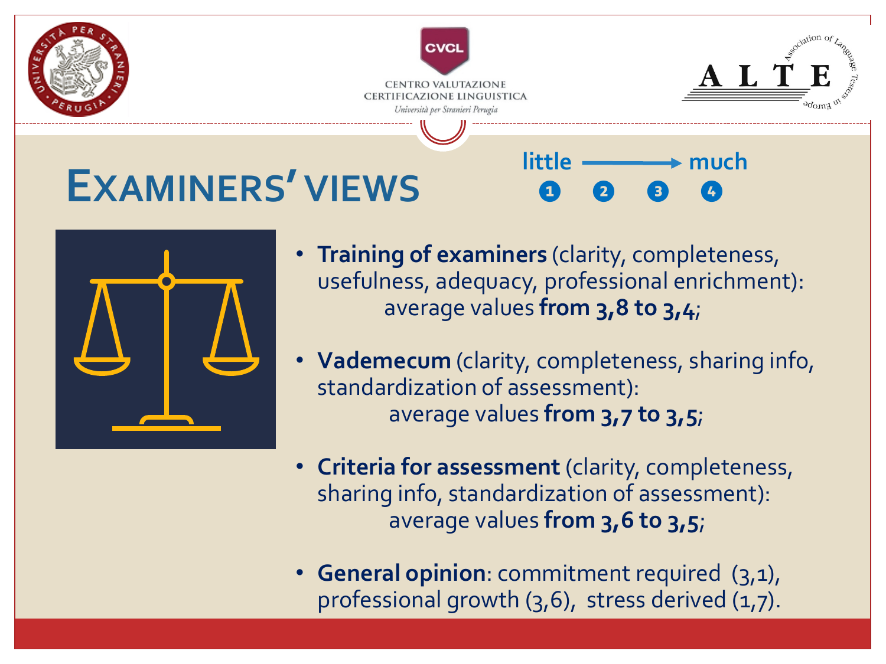# EXAMINERS' VIEWS

little → much
1 2 3 4

- **Training of examiners** (clarity, completeness, usefulness, adequacy, professional enrichment): average values **from 3,8 to 3,4**;
- **Vademecum** (clarity, completeness, sharing info, standardization of assessment): average values **from 3,7 to 3,5**;
- **Criteria for assessment** (clarity, completeness, sharing info, standardization of assessment): average values **from 3,6 to 3,5**;
- **General opinion**: commitment required (3,1), professional growth (3,6), stress derived (1,7).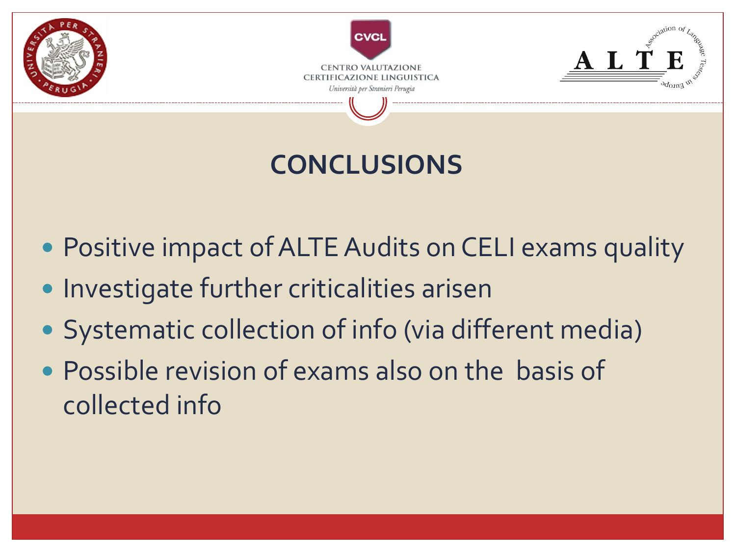# CONCLUSIONS

- Positive impact of ALTE Audits on CELI exams quality
- Investigate further criticalities arisen
- Systematic collection of info (via different media)
- Possible revision of exams also on the basis of collected info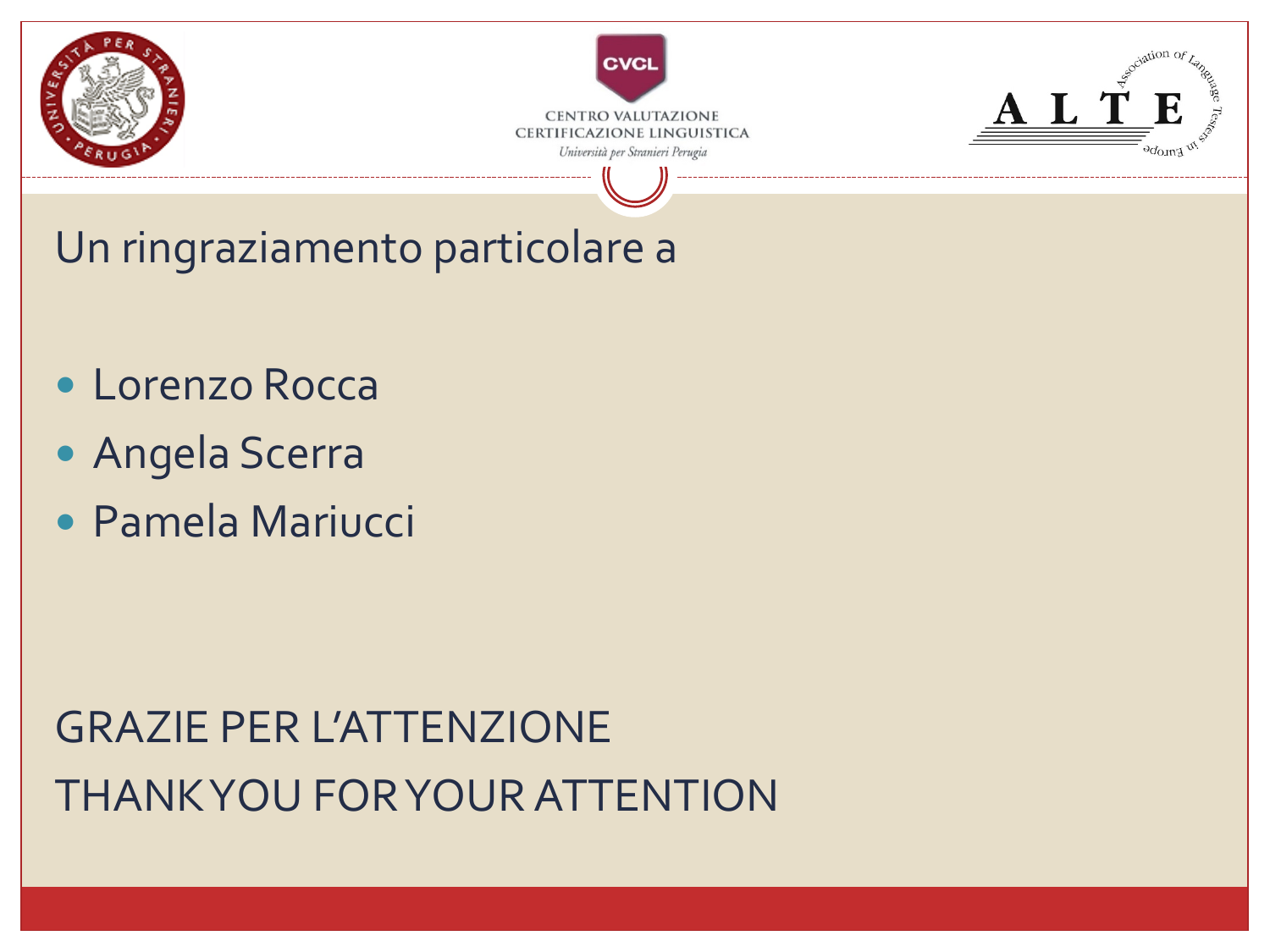CENTRO VALUTAZIONE CERTIFICAZIONE LINGUISTICA
Università per Stranieri Perugia

Un ringraziamento particolare a

- Lorenzo Rocca
- Angela Scerra
- Pamela Mariucci

GRAZIE PER L'ATTENZIONE

THANK YOU FOR YOUR ATTENTION